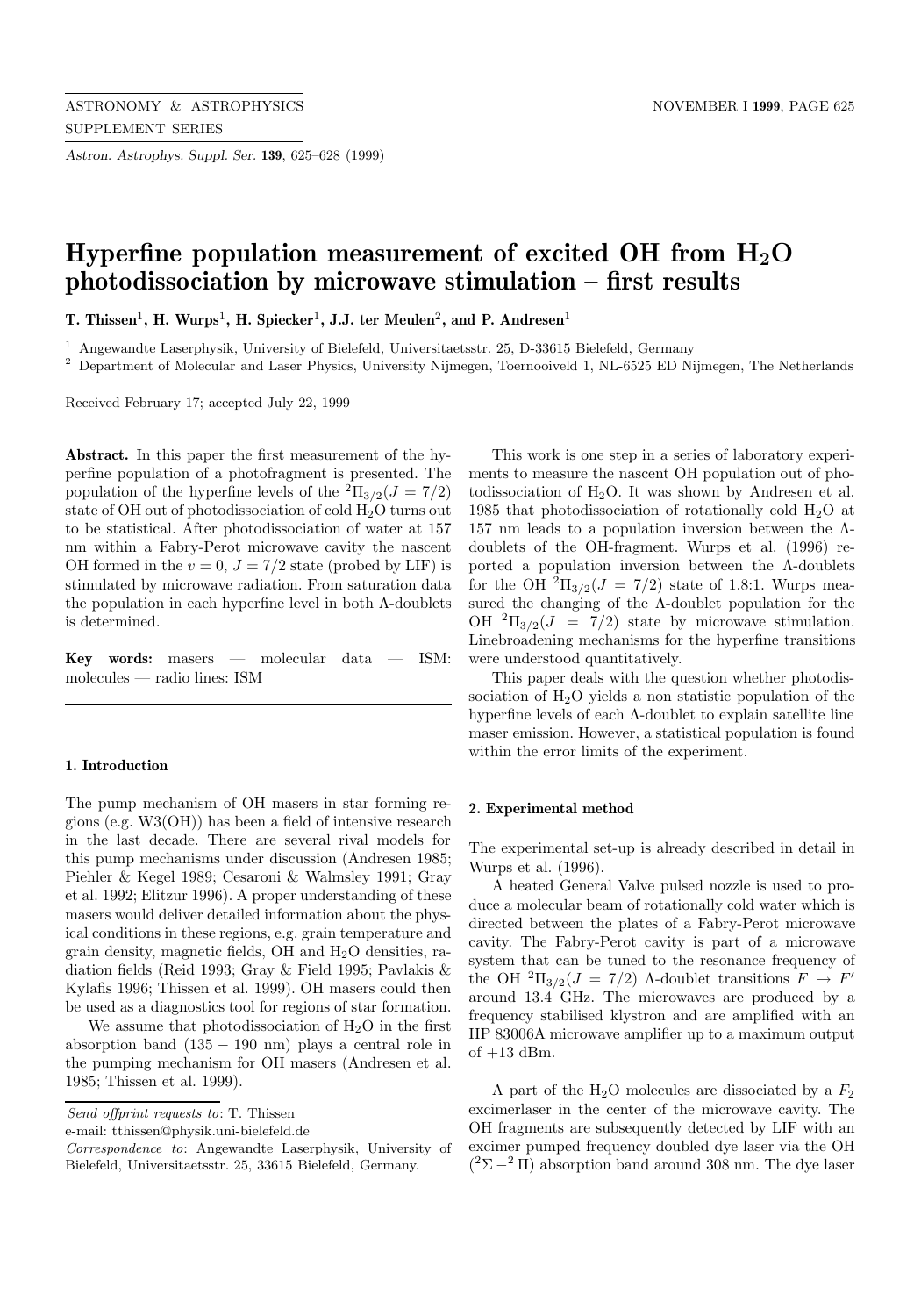# Hyperfine population measurement of excited OH from $H_2O$ photodissociation by microwave stimulation – first results

**T. Thissen**[1], **H. Wurps**[1], **H. Spiecker**[1], **J.J. ter Meulen**[2], **and P. Andresen**[1]

[1] Angewandte Laserphysik, University of Bielefeld, Universitaetsstr. 25, D-33615 Bielefeld, Germany

[2] Department of Molecular and Laser Physics, University Nijmegen, Toernooiveld 1, NL-6525 ED Nijmegen, The Netherlands

Received February 17; accepted July 22, 1999

**Abstract.** In this paper the first measurement of the hyperfine population of a photofragment is presented. The population of the hyperfine levels of the $^2\Pi_{3/2}(J = 7/2)$ state of OH out of photodissociation of cold $H_2O$ turns out to be statistical. After photodissociation of water at 157 nm within a Fabry-Perot microwave cavity the nascent OH formed in the $v = 0$, $J = 7/2$ state (probed by LIF) is stimulated by microwave radiation. From saturation data the population in each hyperfine level in both Λ-doublets is determined.

**Key words:** masers — molecular data — ISM: molecules — radio lines: ISM

## 1. Introduction

The pump mechanism of OH masers in star forming regions (e.g. W3(OH)) has been a field of intensive research in the last decade. There are several rival models for this pump mechanisms under discussion (Andresen 1985; Piehler & Kegel 1989; Cesaroni & Walmsley 1991; Gray et al. 1992; Elitzur 1996). A proper understanding of these masers would deliver detailed information about the physical conditions in these regions, e.g. grain temperature and grain density, magnetic fields, OH and $H_2O$ densities, radiation fields (Reid 1993; Gray & Field 1995; Pavlakis & Kylafis 1996; Thissen et al. 1999). OH masers could then be used as a diagnostics tool for regions of star formation.

We assume that photodissociation of $H_2O$ in the first absorption band (135 − 190 nm) plays a central role in the pumping mechanism for OH masers (Andresen et al. 1985; Thissen et al. 1999).

*Send offprint requests to*: T. Thissen

e-mail: tthissen@physik.uni-bielefeld.de

*Correspondence to*: Angewandte Laserphysik, University of Bielefeld, Universitaetsstr. 25, 33615 Bielefeld, Germany.

This work is one step in a series of laboratory experiments to measure the nascent OH population out of photodissociation of $H_2O$. It was shown by Andresen et al. 1985 that photodissociation of rotationally cold $H_2O$ at 157 nm leads to a population inversion between the Λ-doublets of the OH-fragment. Wurps et al. (1996) reported a population inversion between the Λ-doublets for the OH $^2\Pi_{3/2}(J = 7/2)$ state of 1.8:1. Wurps measured the changing of the Λ-doublet population for the OH $^2\Pi_{3/2}(J = 7/2)$ state by microwave stimulation. Linebroadening mechanisms for the hyperfine transitions were understood quantitatively.

This paper deals with the question whether photodissociation of $H_2O$ yields a non statistic population of the hyperfine levels of each Λ-doublet to explain satellite line maser emission. However, a statistical population is found within the error limits of the experiment.

## 2. Experimental method

The experimental set-up is already described in detail in Wurps et al. (1996).

A heated General Valve pulsed nozzle is used to produce a molecular beam of rotationally cold water which is directed between the plates of a Fabry-Perot microwave cavity. The Fabry-Perot cavity is part of a microwave system that can be tuned to the resonance frequency of the OH $^2\Pi_{3/2}(J = 7/2)$ Λ-doublet transitions $F \rightarrow F'$ around 13.4 GHz. The microwaves are produced by a frequency stabilised klystron and are amplified with an HP 83006A microwave amplifier up to a maximum output of +13 dBm.

A part of the $H_2O$ molecules are dissociated by a $F_2$ excimerlaser in the center of the microwave cavity. The OH fragments are subsequently detected by LIF with an excimer pumped frequency doubled dye laser via the OH ($^2\Sigma - ^2\Pi$) absorption band around 308 nm. The dye laser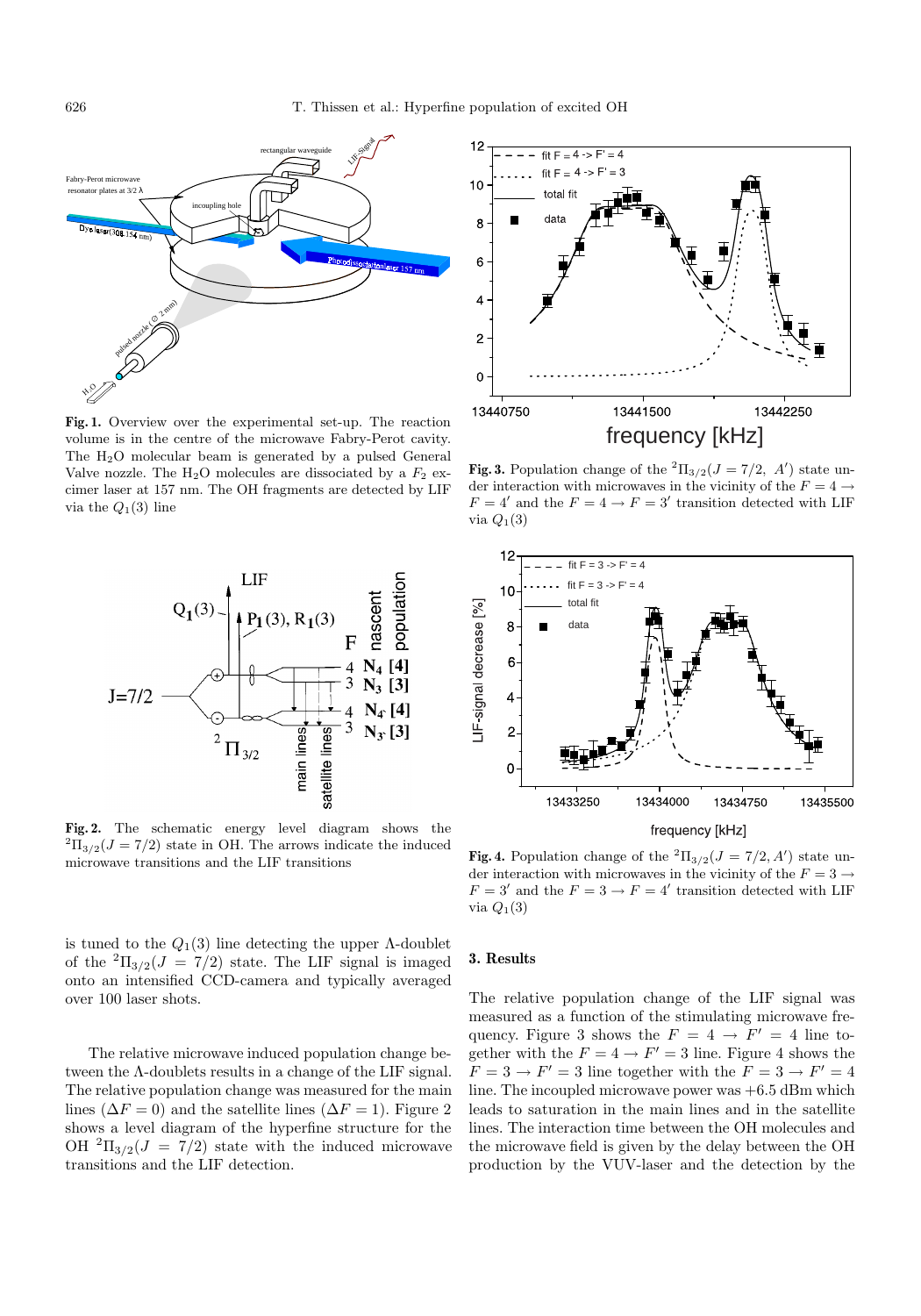**Fig. 1.** Overview over the experimental set-up. The reaction volume is in the centre of the microwave Fabry-Perot cavity. The $H_2O$ molecular beam is generated by a pulsed General Valve nozzle. The $H_2O$ molecules are dissociated by a $F_2$ excimer laser at 157 nm. The OH fragments are detected by LIF via the $Q_1(3)$ line

**Fig. 2.** The schematic energy level diagram shows the $^2\Pi_{3/2}(J = 7/2)$ state in OH. The arrows indicate the induced microwave transitions and the LIF transitions

**Fig. 3.** Population change of the $^2\Pi_{3/2}(J = 7/2,\ A')$ state under interaction with microwaves in the vicinity of the $F = 4 \rightarrow F = 4'$ and the $F = 4 \rightarrow F = 3'$ transition detected with LIF via $Q_1(3)$

**Fig. 4.** Population change of the $^2\Pi_{3/2}(J = 7/2, A')$ state under interaction with microwaves in the vicinity of the $F = 3 \rightarrow F = 3'$ and the $F = 3 \rightarrow F = 4'$ transition detected with LIF via $Q_1(3)$

is tuned to the $Q_1(3)$ line detecting the upper Λ-doublet of the $^2\Pi_{3/2}(J = 7/2)$ state. The LIF signal is imaged onto an intensified CCD-camera and typically averaged over 100 laser shots.

The relative microwave induced population change between the Λ-doublets results in a change of the LIF signal. The relative population change was measured for the main lines ($\Delta F = 0$) and the satellite lines ($\Delta F = 1$). Figure 2 shows a level diagram of the hyperfine structure for the OH $^2\Pi_{3/2}(J = 7/2)$ state with the induced microwave transitions and the LIF detection.

## 3. Results

The relative population change of the LIF signal was measured as a function of the stimulating microwave frequency. Figure 3 shows the $F = 4 \rightarrow F' = 4$ line together with the $F = 4 \rightarrow F' = 3$ line. Figure 4 shows the $F = 3 \rightarrow F' = 3$ line together with the $F = 3 \rightarrow F' = 4$ line. The incoupled microwave power was +6.5 dBm which leads to saturation in the main lines and in the satellite lines. The interaction time between the OH molecules and the microwave field is given by the delay between the OH production by the VUV-laser and the detection by the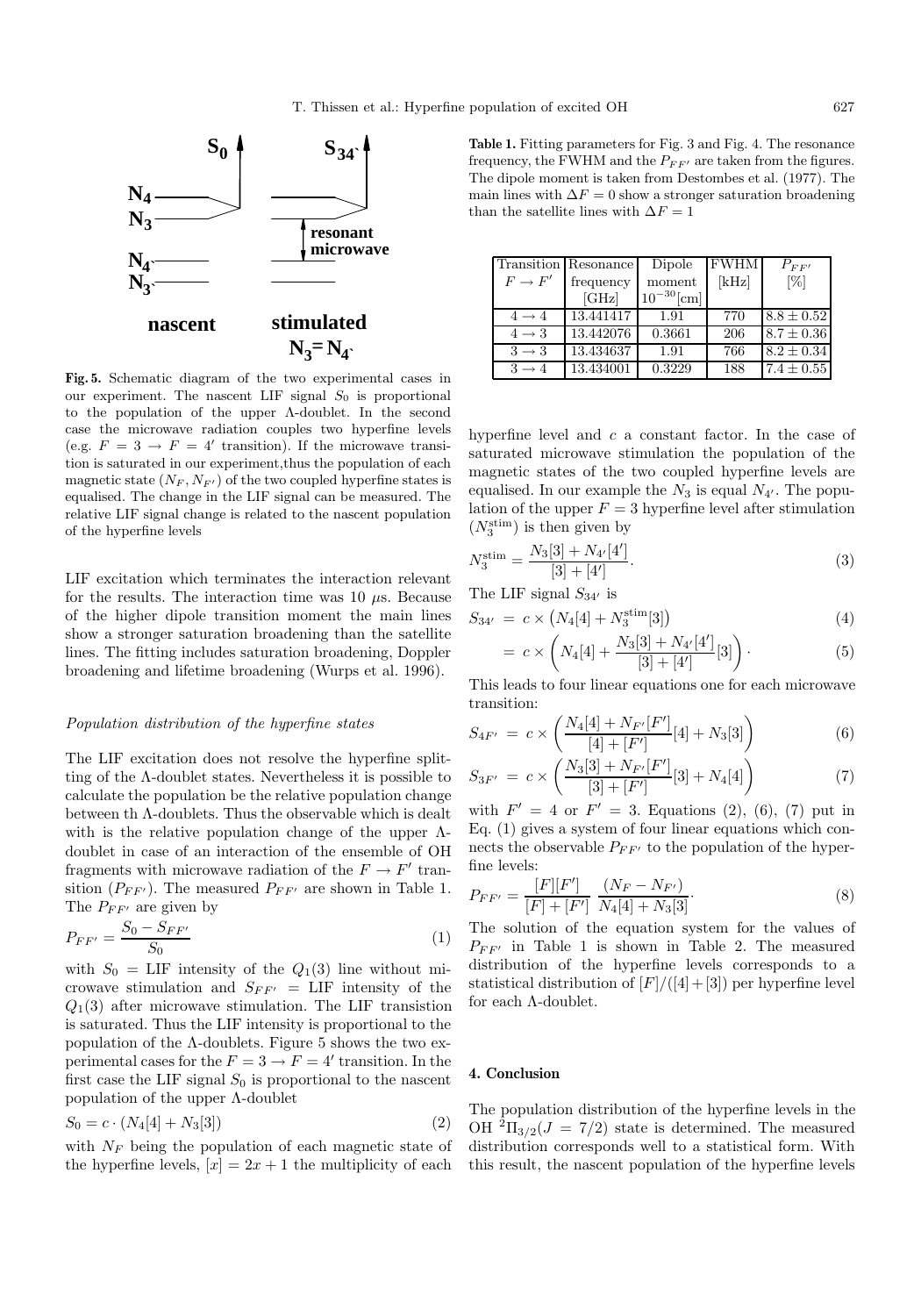**Fig. 5.** Schematic diagram of the two experimental cases in our experiment. The nascent LIF signal $S_0$ is proportional to the population of the upper Λ-doublet. In the second case the microwave radiation couples two hyperfine levels (e.g. $F = 3 \rightarrow F = 4'$ transition). If the microwave transition is saturated in our experiment,thus the population of each magnetic state ($N_F, N_{F'}$) of the two coupled hyperfine states is equalised. The change in the LIF signal can be measured. The relative LIF signal change is related to the nascent population of the hyperfine levels

LIF excitation which terminates the interaction relevant for the results. The interaction time was 10 μs. Because of the higher dipole transition moment the main lines show a stronger saturation broadening than the satellite lines. The fitting includes saturation broadening, Doppler broadening and lifetime broadening (Wurps et al. 1996).

*Population distribution of the hyperfine states*

The LIF excitation does not resolve the hyperfine splitting of the Λ-doublet states. Nevertheless it is possible to calculate the population be the relative population change between th Λ-doublets. Thus the observable which is dealt with is the relative population change of the upper Λ-doublet in case of an interaction of the ensemble of OH fragments with microwave radiation of the $F \rightarrow F'$ transition ($P_{FF'}$). The measured $P_{FF'}$ are shown in Table 1. The $P_{FF'}$ are given by

$$P_{FF'} = \frac{S_0 - S_{FF'}}{S_0} \tag{1}$$

with $S_0$ = LIF intensity of the $Q_1(3)$ line without microwave stimulation and $S_{FF'}$ = LIF intensity of the $Q_1(3)$ after microwave stimulation. The LIF transistion is saturated. Thus the LIF intensity is proportional to the population of the Λ-doublets. Figure 5 shows the two experimental cases for the $F = 3 \rightarrow F = 4'$ transition. In the first case the LIF signal $S_0$ is proportional to the nascent population of the upper Λ-doublet

$$S_0 = c \cdot (N_4[4] + N_3[3]) \tag{2}$$

with $N_F$ being the population of each magnetic state of the hyperfine levels, $[x] = 2x + 1$ the multiplicity of each hyperfine level and $c$ a constant factor. In the case of saturated microwave stimulation the population of the magnetic states of the two coupled hyperfine levels are equalised. In our example the $N_3$ is equal $N_{4'}$. The population of the upper $F = 3$ hyperfine level after stimulation ($N_3^{\text{stim}}$) is then given by

$$N_3^{\text{stim}} = \frac{N_3[3] + N_{4'}[4']}{[3] + [4']}. \tag{3}$$

The LIF signal $S_{34'}$ is

$$S_{34'} = c \times \left(N_4[4] + N_3^{\text{stim}}[3]\right) \tag{4}$$

$$= c \times \left(N_4[4] + \frac{N_3[3] + N_{4'}[4']}{[3] + [4']}[3]\right). \tag{5}$$

This leads to four linear equations one for each microwave transition:

$$S_{4F'} = c \times \left(\frac{N_4[4] + N_{F'}[F']}{[4] + [F']}[4] + N_3[3]\right) \tag{6}$$

$$S_{3F'} = c \times \left(\frac{N_3[3] + N_{F'}[F']}{[3] + [F']}[3] + N_4[4]\right) \tag{7}$$

with $F' = 4$ or $F' = 3$. Equations (2), (6), (7) put in Eq. (1) gives a system of four linear equations which connects the observable $P_{FF'}$ to the population of the hyperfine levels:

$$P_{FF'} = \frac{[F][F']}{[F] + [F']} \; \frac{(N_F - N_{F'})}{N_4[4] + N_3[3]}. \tag{8}$$

The solution of the equation system for the values of $P_{FF'}$ in Table 1 is shown in Table 2. The measured distribution of the hyperfine levels corresponds to a statistical distribution of $[F]/([4]+[3])$ per hyperfine level for each Λ-doublet.

**Table 1.** Fitting parameters for Fig. 3 and Fig. 4. The resonance frequency, the FWHM and the $P_{FF'}$ are taken from the figures. The dipole moment is taken from Destombes et al. (1977). The main lines with $\Delta F = 0$ show a stronger saturation broadening than the satellite lines with $\Delta F = 1$

| Transition $F \rightarrow F'$ | Resonance frequency [GHz] | Dipole moment $10^{-30}$[cm] | FWHM [kHz] | $P_{FF'}$ [%] |
|---|---|---|---|---|
| $4 \rightarrow 4$ | 13.441417 | 1.91 | 770 | $8.8 \pm 0.52$ |
| $4 \rightarrow 3$ | 13.442076 | 0.3661 | 206 | $8.7 \pm 0.36$ |
| $3 \rightarrow 3$ | 13.434637 | 1.91 | 766 | $8.2 \pm 0.34$ |
| $3 \rightarrow 4$ | 13.434001 | 0.3229 | 188 | $7.4 \pm 0.55$ |

## 4. Conclusion

The population distribution of the hyperfine levels in the OH $^2\Pi_{3/2}(J = 7/2)$ state is determined. The measured distribution corresponds well to a statistical form. With this result, the nascent population of the hyperfine levels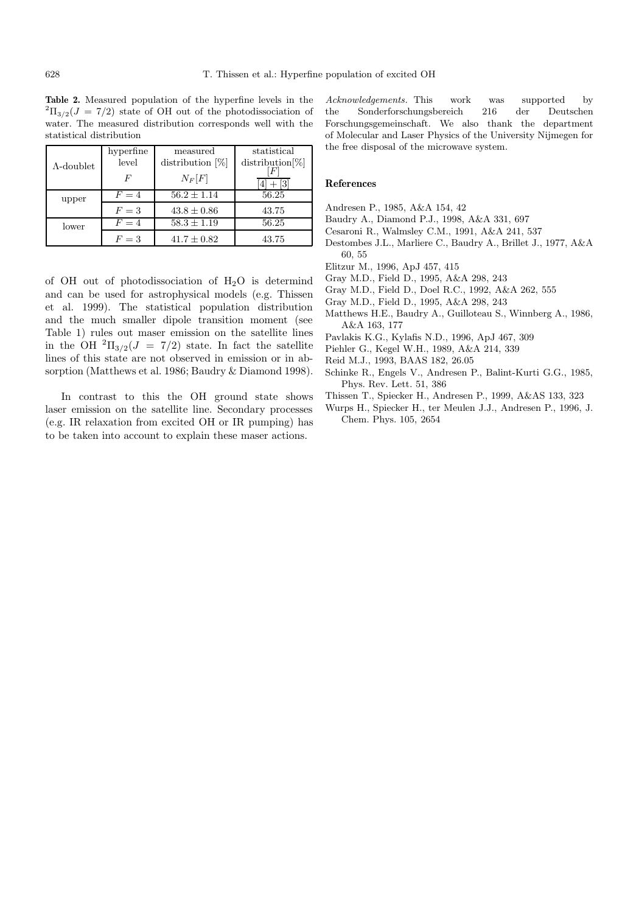**Table 2.** Measured population of the hyperfine levels in the $^2\Pi_{3/2}(J = 7/2)$ state of OH out of the photodissociation of water. The measured distribution corresponds well with the statistical distribution

| Λ-doublet | hyperfine level $F$ | measured distribution [%] $N_F[F]$ | statistical distribution[%] $\frac{[F]}{[4]+[3]}$ |
|---|---|---|---|
| upper | $F = 4$ | $56.2 \pm 1.14$ | 56.25 |
| | $F = 3$ | $43.8 \pm 0.86$ | 43.75 |
| lower | $F = 4$ | $58.3 \pm 1.19$ | 56.25 |
| | $F = 3$ | $41.7 \pm 0.82$ | 43.75 |

of OH out of photodissociation of $H_2O$ is determind and can be used for astrophysical models (e.g. Thissen et al. 1999). The statistical population distribution and the much smaller dipole transition moment (see Table 1) rules out maser emission on the satellite lines in the OH $^2\Pi_{3/2}(J = 7/2)$ state. In fact the satellite lines of this state are not observed in emission or in absorption (Matthews et al. 1986; Baudry & Diamond 1998).

In contrast to this the OH ground state shows laser emission on the satellite line. Secondary processes (e.g. IR relaxation from excited OH or IR pumping) has to be taken into account to explain these maser actions.

*Acknowledgements.* This work was supported by the Sonderforschungsbereich 216 der Deutschen Forschungsgemeinschaft. We also thank the department of Molecular and Laser Physics of the University Nijmegen for the free disposal of the microwave system.

## References

Andresen P., 1985, A&A 154, 42

Baudry A., Diamond P.J., 1998, A&A 331, 697

Cesaroni R., Walmsley C.M., 1991, A&A 241, 537

Destombes J.L., Marliere C., Baudry A., Brillet J., 1977, A&A 60, 55

Elitzur M., 1996, ApJ 457, 415

Gray M.D., Field D., 1995, A&A 298, 243

Gray M.D., Field D., Doel R.C., 1992, A&A 262, 555

Gray M.D., Field D., 1995, A&A 298, 243

Matthews H.E., Baudry A., Guilloteau S., Winnberg A., 1986, A&A 163, 177

Pavlakis K.G., Kylafis N.D., 1996, ApJ 467, 309

Piehler G., Kegel W.H., 1989, A&A 214, 339

Reid M.J., 1993, BAAS 182, 26.05

Schinke R., Engels V., Andresen P., Balint-Kurti G.G., 1985, Phys. Rev. Lett. 51, 386

Thissen T., Spiecker H., Andresen P., 1999, A&AS 133, 323

Wurps H., Spiecker H., ter Meulen J.J., Andresen P., 1996, J. Chem. Phys. 105, 2654